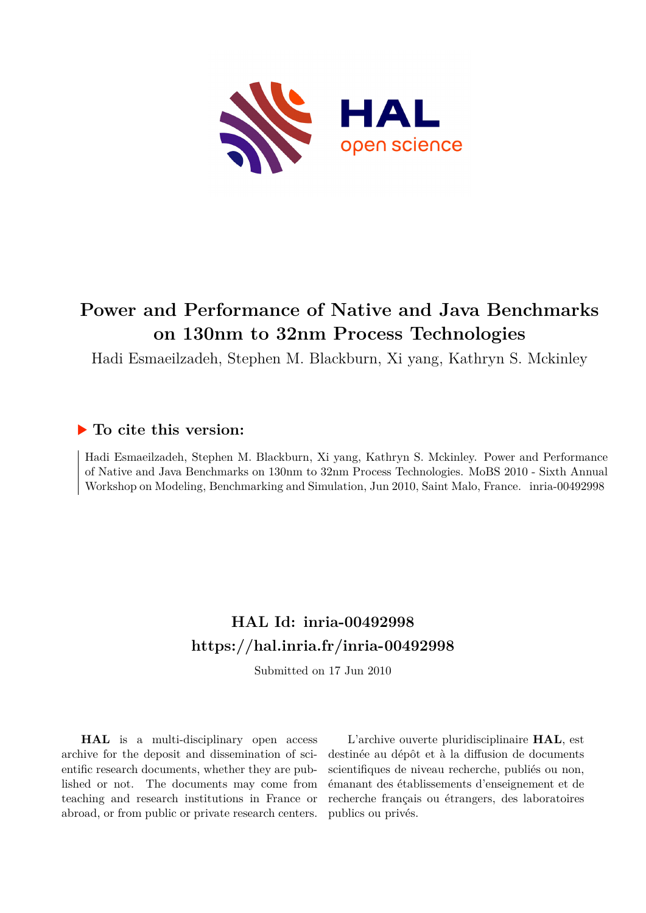# Power and Performance of Native and Java Benchmarks on 130nm to 32nm Process Technologies

Hadi Esmaeilzadeh, Stephen M. Blackburn, Xi yang, Kathryn S. Mckinley

## ▶ To cite this version:

Hadi Esmaeilzadeh, Stephen M. Blackburn, Xi yang, Kathryn S. Mckinley. Power and Performance of Native and Java Benchmarks on 130nm to 32nm Process Technologies. MoBS 2010 - Sixth Annual Workshop on Modeling, Benchmarking and Simulation, Jun 2010, Saint Malo, France. inria-00492998

## HAL Id: inria-00492998
## https://hal.inria.fr/inria-00492998

Submitted on 17 Jun 2010

**HAL** is a multi-disciplinary open access archive for the deposit and dissemination of scientific research documents, whether they are published or not. The documents may come from teaching and research institutions in France or abroad, or from public or private research centers.

L'archive ouverte pluridisciplinaire **HAL**, est destinée au dépôt et à la diffusion de documents scientifiques de niveau recherche, publiés ou non, émanant des établissements d'enseignement et de recherche français ou étrangers, des laboratoires publics ou privés.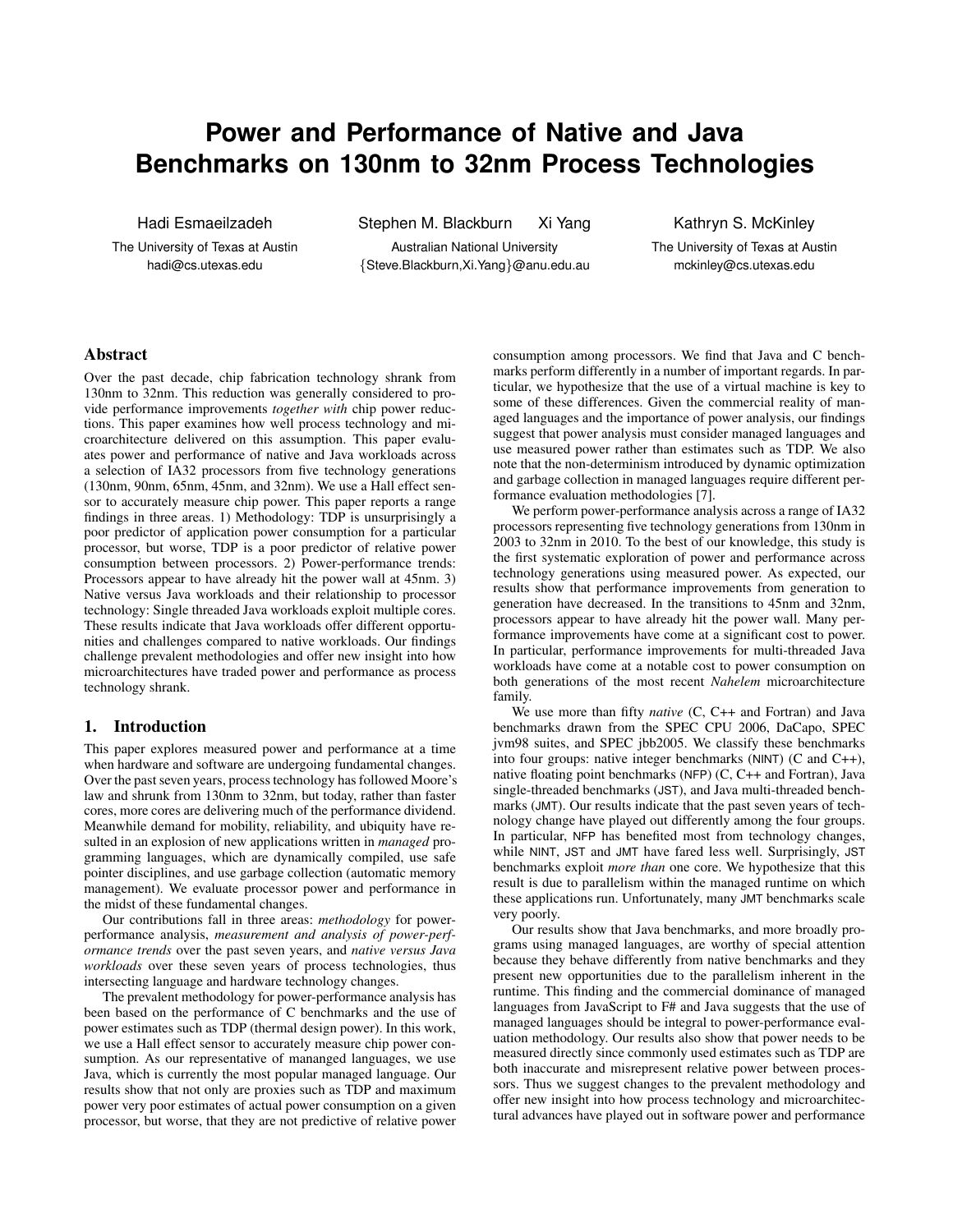# Power and Performance of Native and Java Benchmarks on 130nm to 32nm Process Technologies

Hadi Esmaeilzadeh
The University of Texas at Austin
hadi@cs.utexas.edu

Stephen M. Blackburn Xi Yang
Australian National University
{Steve.Blackburn,Xi.Yang}@anu.edu.au

Kathryn S. McKinley
The University of Texas at Austin
mckinley@cs.utexas.edu

## Abstract

Over the past decade, chip fabrication technology shrank from 130nm to 32nm. This reduction was generally considered to provide performance improvements *together with* chip power reductions. This paper examines how well process technology and microarchitecture delivered on this assumption. This paper evaluates power and performance of native and Java workloads across a selection of IA32 processors from five technology generations (130nm, 90nm, 65nm, 45nm, and 32nm). We use a Hall effect sensor to accurately measure chip power. This paper reports a range findings in three areas. 1) Methodology: TDP is unsurprisingly a poor predictor of application power consumption for a particular processor, but worse, TDP is a poor predictor of relative power consumption between processors. 2) Power-performance trends: Processors appear to have already hit the power wall at 45nm. 3) Native versus Java workloads and their relationship to processor technology: Single threaded Java workloads exploit multiple cores. These results indicate that Java workloads offer different opportunities and challenges compared to native workloads. Our findings challenge prevalent methodologies and offer new insight into how microarchitectures have traded power and performance as process technology shrank.

## 1. Introduction

This paper explores measured power and performance at a time when hardware and software are undergoing fundamental changes. Over the past seven years, process technology has followed Moore's law and shrunk from 130nm to 32nm, but today, rather than faster cores, more cores are delivering much of the performance dividend. Meanwhile demand for mobility, reliability, and ubiquity have resulted in an explosion of new applications written in *managed* programming languages, which are dynamically compiled, use safe pointer disciplines, and use garbage collection (automatic memory management). We evaluate processor power and performance in the midst of these fundamental changes.

Our contributions fall in three areas: *methodology* for power-performance analysis, *measurement and analysis of power-performance trends* over the past seven years, and *native versus Java workloads* over these seven years of process technologies, thus intersecting language and hardware technology changes.

The prevalent methodology for power-performance analysis has been based on the performance of C benchmarks and the use of power estimates such as TDP (thermal design power). In this work, we use a Hall effect sensor to accurately measure chip power consumption. As our representative of mananged languages, we use Java, which is currently the most popular managed language. Our results show that not only are proxies such as TDP and maximum power very poor estimates of actual power consumption on a given processor, but worse, that they are not predictive of relative power consumption among processors. We find that Java and C benchmarks perform differently in a number of important regards. In particular, we hypothesize that the use of a virtual machine is key to some of these differences. Given the commercial reality of managed languages and the importance of power analysis, our findings suggest that power analysis must consider managed languages and use measured power rather than estimates such as TDP. We also note that the non-determinism introduced by dynamic optimization and garbage collection in managed languages require different performance evaluation methodologies [7].

We perform power-performance analysis across a range of IA32 processors representing five technology generations from 130nm in 2003 to 32nm in 2010. To the best of our knowledge, this study is the first systematic exploration of power and performance across technology generations using measured power. As expected, our results show that performance improvements from generation to generation have decreased. In the transitions to 45nm and 32nm, processors appear to have already hit the power wall. Many performance improvements have come at a significant cost to power. In particular, performance improvements for multi-threaded Java workloads have come at a notable cost to power consumption on both generations of the most recent *Nahelem* microarchitecture family.

We use more than fifty *native* (C, C++ and Fortran) and Java benchmarks drawn from the SPEC CPU 2006, DaCapo, SPEC jvm98 suites, and SPEC jbb2005. We classify these benchmarks into four groups: native integer benchmarks (NINT) (C and C++), native floating point benchmarks (NFP) (C, C++ and Fortran), Java single-threaded benchmarks (JST), and Java multi-threaded benchmarks (JMT). Our results indicate that the past seven years of technology change have played out differently among the four groups. In particular, NFP has benefited most from technology changes, while NINT, JST and JMT have fared less well. Surprisingly, JST benchmarks exploit *more than* one core. We hypothesize that this result is due to parallelism within the managed runtime on which these applications run. Unfortunately, many JMT benchmarks scale very poorly.

Our results show that Java benchmarks, and more broadly programs using managed languages, are worthy of special attention because they behave differently from native benchmarks and they present new opportunities due to the parallelism inherent in the runtime. This finding and the commercial dominance of managed languages from JavaScript to F# and Java suggests that the use of managed languages should be integral to power-performance evaluation methodology. Our results also show that power needs to be measured directly since commonly used estimates such as TDP are both inaccurate and misrepresent relative power between processors. Thus we suggest changes to the prevalent methodology and offer new insight into how process technology and microarchitectural advances have played out in software power and performance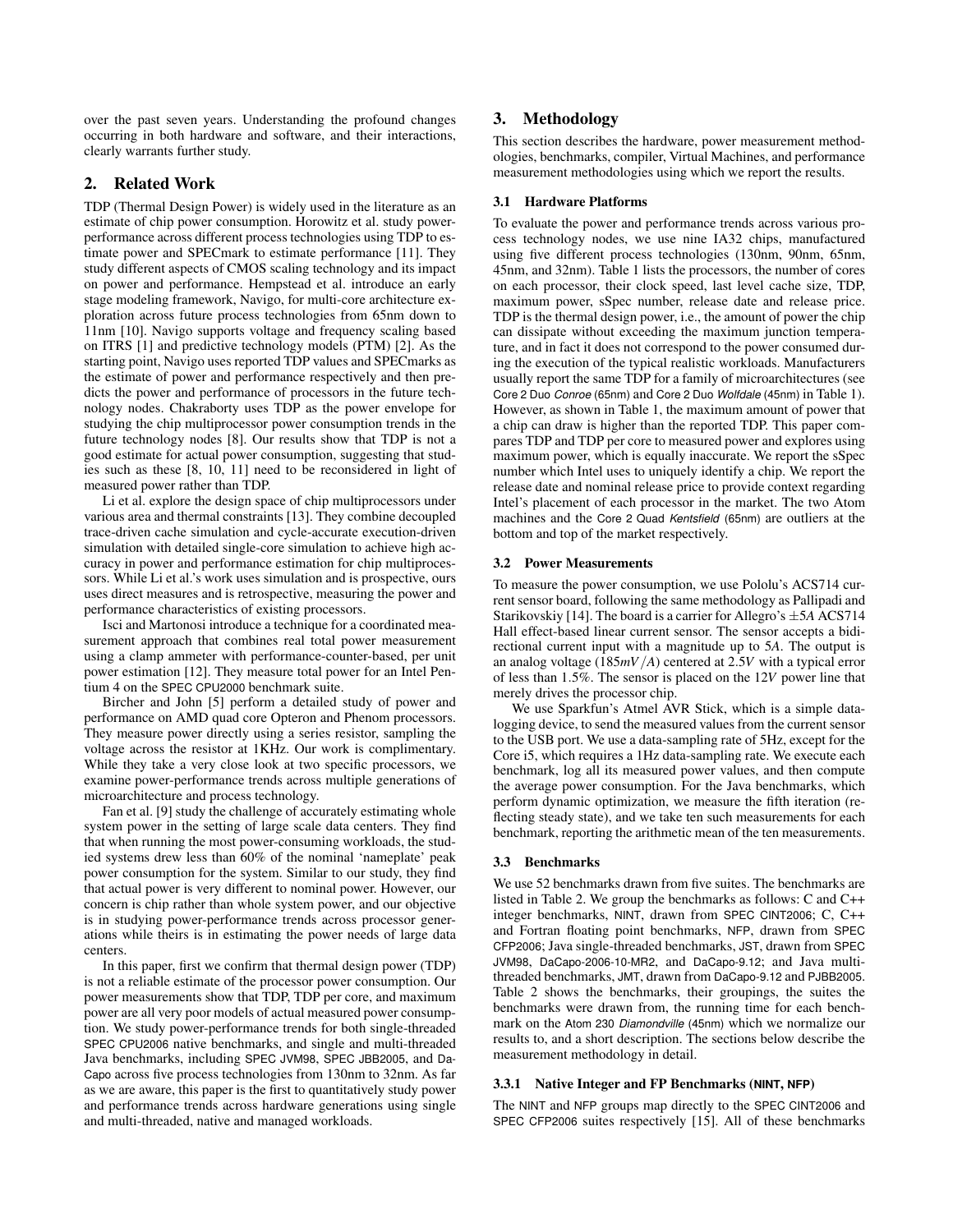over the past seven years. Understanding the profound changes occurring in both hardware and software, and their interactions, clearly warrants further study.

## 2. Related Work

TDP (Thermal Design Power) is widely used in the literature as an estimate of chip power consumption. Horowitz et al. study power-performance across different process technologies using TDP to estimate power and SPECmark to estimate performance [11]. They study different aspects of CMOS scaling technology and its impact on power and performance. Hempstead et al. introduce an early stage modeling framework, Navigo, for multi-core architecture exploration across future process technologies from 65nm down to 11nm [10]. Navigo supports voltage and frequency scaling based on ITRS [1] and predictive technology models (PTM) [2]. As the starting point, Navigo uses reported TDP values and SPECmarks as the estimate of power and performance respectively and then predicts the power and performance of processors in the future technology nodes. Chakraborty uses TDP as the power envelope for studying the chip multiprocessor power consumption trends in the future technology nodes [8]. Our results show that TDP is not a good estimate for actual power consumption, suggesting that studies such as these [8, 10, 11] need to be reconsidered in light of measured power rather than TDP.

Li et al. explore the design space of chip multiprocessors under various area and thermal constraints [13]. They combine decoupled trace-driven cache simulation and cycle-accurate execution-driven simulation with detailed single-core simulation to achieve high accuracy in power and performance estimation for chip multiprocessors. While Li et al.'s work uses simulation and is prospective, ours uses direct measures and is retrospective, measuring the power and performance characteristics of existing processors.

Isci and Martonosi introduce a technique for a coordinated measurement approach that combines real total power measurement using a clamp ammeter with performance-counter-based, per unit power estimation [12]. They measure total power for an Intel Pentium 4 on the SPEC CPU2000 benchmark suite.

Bircher and John [5] perform a detailed study of power and performance on AMD quad core Opteron and Phenom processors. They measure power directly using a series resistor, sampling the voltage across the resistor at 1KHz. Our work is complimentary. While they take a very close look at two specific processors, we examine power-performance trends across multiple generations of microarchitecture and process technology.

Fan et al. [9] study the challenge of accurately estimating whole system power in the setting of large scale data centers. They find that when running the most power-consuming workloads, the studied systems drew less than 60% of the nominal 'nameplate' peak power consumption for the system. Similar to our study, they find that actual power is very different to nominal power. However, our concern is chip rather than whole system power, and our objective is in studying power-performance trends across processor generations while theirs is in estimating the power needs of large data centers.

In this paper, first we confirm that thermal design power (TDP) is not a reliable estimate of the processor power consumption. Our power measurements show that TDP, TDP per core, and maximum power are all very poor models of actual measured power consumption. We study power-performance trends for both single-threaded SPEC CPU2006 native benchmarks, and single and multi-threaded Java benchmarks, including SPEC JVM98, SPEC JBB2005, and DaCapo across five process technologies from 130nm to 32nm. As far as we are aware, this paper is the first to quantitatively study power and performance trends across hardware generations using single and multi-threaded, native and managed workloads.

## 3. Methodology

This section describes the hardware, power measurement methodologies, benchmarks, compiler, Virtual Machines, and performance measurement methodologies using which we report the results.

### 3.1 Hardware Platforms

To evaluate the power and performance trends across various process technology nodes, we use nine IA32 chips, manufactured using five different process technologies (130nm, 90nm, 65nm, 45nm, and 32nm). Table 1 lists the processors, the number of cores on each processor, their clock speed, last level cache size, TDP, maximum power, sSpec number, release date and release price. TDP is the thermal design power, i.e., the amount of power the chip can dissipate without exceeding the maximum junction temperature, and in fact it does not correspond to the power consumed during the execution of the typical realistic workloads. Manufacturers usually report the same TDP for a family of microarchitectures (see Core 2 Duo *Conroe* (65nm) and Core 2 Duo *Wolfdale* (45nm) in Table 1). However, as shown in Table 1, the maximum amount of power that a chip can draw is higher than the reported TDP. This paper compares TDP and TDP per core to measured power and explores using maximum power, which is equally inaccurate. We report the sSpec number which Intel uses to uniquely identify a chip. We report the release date and nominal release price to provide context regarding Intel's placement of each processor in the market. The two Atom machines and the Core 2 Quad *Kentsfield* (65nm) are outliers at the bottom and top of the market respectively.

### 3.2 Power Measurements

To measure the power consumption, we use Pololu's ACS714 current sensor board, following the same methodology as Pallipadi and Starikovskiy [14]. The board is a carrier for Allegro's $\pm 5A$ ACS714 Hall effect-based linear current sensor. The sensor accepts a bidirectional current input with a magnitude up to $5A$. The output is an analog voltage ($185mV/A$) centered at $2.5V$ with a typical error of less than 1.5%. The sensor is placed on the $12V$ power line that merely drives the processor chip.

We use Sparkfun's Atmel AVR Stick, which is a simple data-logging device, to send the measured values from the current sensor to the USB port. We use a data-sampling rate of 5Hz, except for the Core i5, which requires a 1Hz data-sampling rate. We execute each benchmark, log all its measured power values, and then compute the average power consumption. For the Java benchmarks, which perform dynamic optimization, we measure the fifth iteration (reflecting steady state), and we take ten such measurements for each benchmark, reporting the arithmetic mean of the ten measurements.

### 3.3 Benchmarks

We use 52 benchmarks drawn from five suites. The benchmarks are listed in Table 2. We group the benchmarks as follows: C and C++ integer benchmarks, NINT, drawn from SPEC CINT2006; C, C++ and Fortran floating point benchmarks, NFP, drawn from SPEC CFP2006; Java single-threaded benchmarks, JST, drawn from SPEC JVM98, DaCapo-2006-10-MR2, and DaCapo-9.12; and Java multi-threaded benchmarks, JMT, drawn from DaCapo-9.12 and PJBB2005. Table 2 shows the benchmarks, their groupings, the suites the benchmarks were drawn from, the running time for each benchmark on the Atom 230 *Diamondville* (45nm) which we normalize our results to, and a short description. The sections below describe the measurement methodology in detail.

#### 3.3.1 Native Integer and FP Benchmarks (NINT, NFP)

The NINT and NFP groups map directly to the SPEC CINT2006 and SPEC CFP2006 suites respectively [15]. All of these benchmarks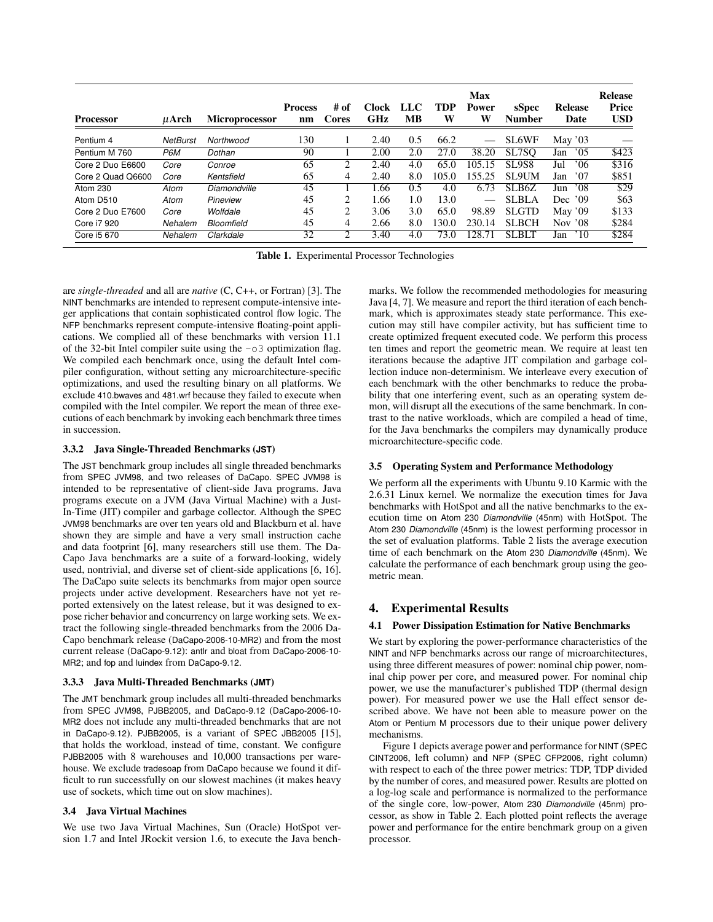| Processor | μArch | Microprocessor | Process nm | # of Cores | Clock GHz | LLC MB | TDP W | Max Power W | sSpec Number | Release Date | Release Price USD |
|---|---|---|---|---|---|---|---|---|---|---|---|
| Pentium 4 | *NetBurst* | *Northwood* | 130 | 1 | 2.40 | 0.5 | 66.2 | — | SL6WF | May '03 | — |
| Pentium M 760 | *P6M* | *Dothan* | 90 | 1 | 2.00 | 2.0 | 27.0 | 38.20 | SL7SQ | Jan '05 | $423 |
| Core 2 Duo E6600 | *Core* | *Conroe* | 65 | 2 | 2.40 | 4.0 | 65.0 | 105.15 | SL9S8 | Jul '06 | $316 |
| Core 2 Quad Q6600 | *Core* | *Kentsfield* | 65 | 4 | 2.40 | 8.0 | 105.0 | 155.25 | SL9UM | Jan '07 | $851 |
| Atom 230 | *Atom* | *Diamondville* | 45 | 1 | 1.66 | 0.5 | 4.0 | 6.73 | SLB6Z | Jun '08 | $29 |
| Atom D510 | *Atom* | *Pineview* | 45 | 2 | 1.66 | 1.0 | 13.0 | — | SLBLA | Dec '09 | $63 |
| Core 2 Duo E7600 | *Core* | *Wolfdale* | 45 | 2 | 3.06 | 3.0 | 65.0 | 98.89 | SLGTD | May '09 | $133 |
| Core i7 920 | *Nehalem* | *Bloomfield* | 45 | 4 | 2.66 | 8.0 | 130.0 | 230.14 | SLBCH | Nov '08 | $284 |
| Core i5 670 | *Nehalem* | *Clarkdale* | 32 | 2 | 3.40 | 4.0 | 73.0 | 128.71 | SLBLT | Jan '10 | $284 |

**Table 1.** Experimental Processor Technologies

are *single-threaded* and all are *native* (C, C++, or Fortran) [3]. The NINT benchmarks are intended to represent compute-intensive integer applications that contain sophisticated control flow logic. The NFP benchmarks represent compute-intensive floating-point applications. We complied all of these benchmarks with version 11.1 of the 32-bit Intel compiler suite using the -o3 optimization flag. We compiled each benchmark once, using the default Intel compiler configuration, without setting any microarchitecture-specific optimizations, and used the resulting binary on all platforms. We exclude 410.bwaves and 481.wrf because they failed to execute when compiled with the Intel compiler. We report the mean of three executions of each benchmark by invoking each benchmark three times in succession.

#### 3.3.2 Java Single-Threaded Benchmarks (JST)

The JST benchmark group includes all single threaded benchmarks from SPEC JVM98, and two releases of DaCapo. SPEC JVM98 is intended to be representative of client-side Java programs. Java programs execute on a JVM (Java Virtual Machine) with a Just-In-Time (JIT) compiler and garbage collector. Although the SPEC JVM98 benchmarks are over ten years old and Blackburn et al. have shown they are simple and have a very small instruction cache and data footprint [6], many researchers still use them. The DaCapo Java benchmarks are a suite of a forward-looking, widely used, nontrivial, and diverse set of client-side applications [6, 16]. The DaCapo suite selects its benchmarks from major open source projects under active development. Researchers have not yet reported extensively on the latest release, but it was designed to expose richer behavior and concurrency on large working sets. We extract the following single-threaded benchmarks from the 2006 DaCapo benchmark release (DaCapo-2006-10-MR2) and from the most current release (DaCapo-9.12): antlr and bloat from DaCapo-2006-10-MR2; and fop and luindex from DaCapo-9.12.

#### 3.3.3 Java Multi-Threaded Benchmarks (JMT)

The JMT benchmark group includes all multi-threaded benchmarks from SPEC JVM98, PJBB2005, and DaCapo-9.12 (DaCapo-2006-10-MR2 does not include any multi-threaded benchmarks that are not in DaCapo-9.12). PJBB2005, is a variant of SPEC JBB2005 [15], that holds the workload, instead of time, constant. We configure PJBB2005 with 8 warehouses and 10,000 transactions per warehouse. We exclude tradesoap from DaCapo because we found it difficult to run successfully on our slowest machines (it makes heavy use of sockets, which time out on slow machines).

### 3.4 Java Virtual Machines

We use two Java Virtual Machines, Sun (Oracle) HotSpot version 1.7 and Intel JRockit version 1.6, to execute the Java benchmarks. We follow the recommended methodologies for measuring Java [4, 7]. We measure and report the third iteration of each benchmark, which is approximates steady state performance. This execution may still have compiler activity, but has sufficient time to create optimized frequent executed code. We perform this process ten times and report the geometric mean. We require at least ten iterations because the adaptive JIT compilation and garbage collection induce non-determinism. We interleave every execution of each benchmark with the other benchmarks to reduce the probability that one interfering event, such as an operating system demon, will disrupt all the executions of the same benchmark. In contrast to the native workloads, which are compiled a head of time, for the Java benchmarks the compilers may dynamically produce microarchitecture-specific code.

### 3.5 Operating System and Performance Methodology

We perform all the experiments with Ubuntu 9.10 Karmic with the 2.6.31 Linux kernel. We normalize the execution times for Java benchmarks with HotSpot and all the native benchmarks to the execution time on Atom 230 *Diamondville* (45nm) with HotSpot. The Atom 230 *Diamondville* (45nm) is the lowest performing processor in the set of evaluation platforms. Table 2 lists the average execution time of each benchmark on the Atom 230 *Diamondville* (45nm). We calculate the performance of each benchmark group using the geometric mean.

## 4. Experimental Results

### 4.1 Power Dissipation Estimation for Native Benchmarks

We start by exploring the power-performance characteristics of the NINT and NFP benchmarks across our range of microarchitectures, using three different measures of power: nominal chip power, nominal chip power per core, and measured power. For nominal chip power, we use the manufacturer's published TDP (thermal design power). For measured power we use the Hall effect sensor described above. We have not been able to measure power on the Atom or Pentium M processors due to their unique power delivery mechanisms.

Figure 1 depicts average power and performance for NINT (SPEC CINT2006, left column) and NFP (SPEC CFP2006, right column) with respect to each of the three power metrics: TDP, TDP divided by the number of cores, and measured power. Results are plotted on a log-log scale and performance is normalized to the performance of the single core, low-power, Atom 230 *Diamondville* (45nm) processor, as show in Table 2. Each plotted point reflects the average power and performance for the entire benchmark group on a given processor.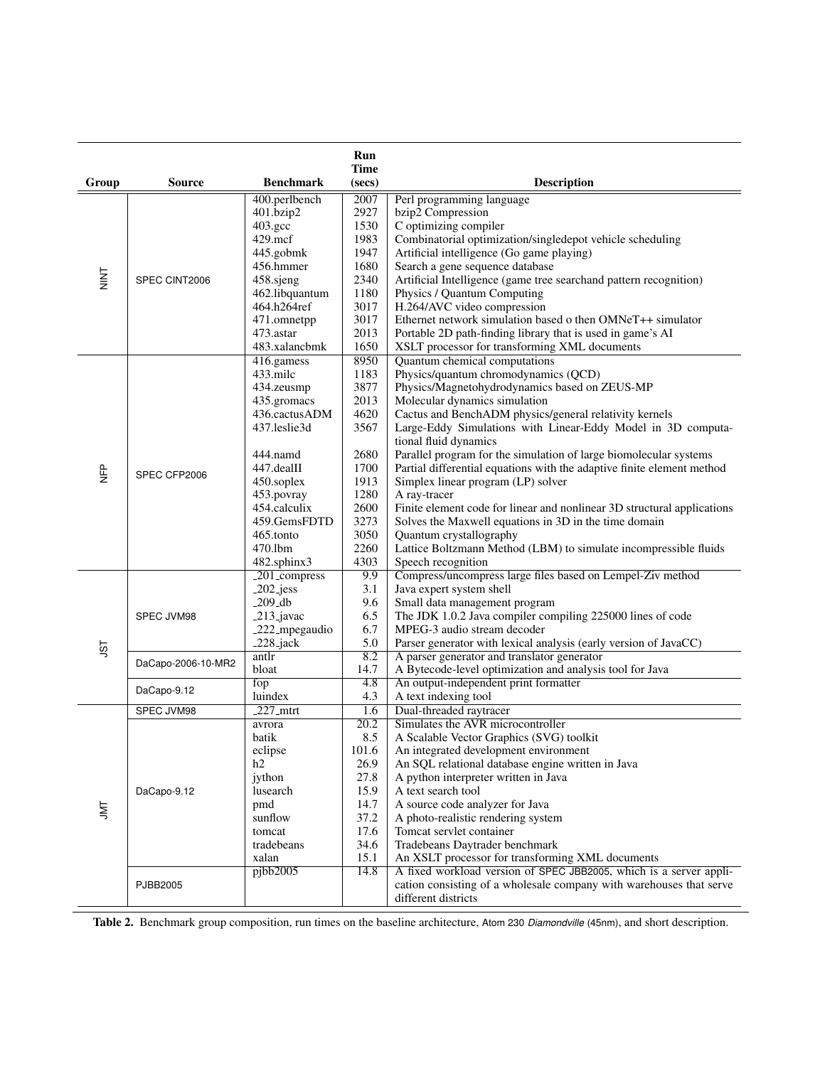| Group | Source | Benchmark | Run Time (secs) | Description |
|---|---|---|---|---|
| NINT | SPEC CINT2006 | 400.perlbench | 2007 | Perl programming language |
| | | 401.bzip2 | 2927 | bzip2 Compression |
| | | 403.gcc | 1530 | C optimizing compiler |
| | | 429.mcf | 1983 | Combinatorial optimization/singledepot vehicle scheduling |
| | | 445.gobmk | 1947 | Artificial intelligence (Go game playing) |
| | | 456.hmmer | 1680 | Search a gene sequence database |
| | | 458.sjeng | 2340 | Artificial Intelligence (game tree searchand pattern recognition) |
| | | 462.libquantum | 1180 | Physics / Quantum Computing |
| | | 464.h264ref | 3017 | H.264/AVC video compression |
| | | 471.omnetpp | 3017 | Ethernet network simulation based o then OMNeT++ simulator |
| | | 473.astar | 2013 | Portable 2D path-finding library that is used in game's AI |
| | | 483.xalancbmk | 1650 | XSLT processor for transforming XML documents |
| NFP | SPEC CFP2006 | 416.gamess | 8950 | Quantum chemical computations |
| | | 433.milc | 1183 | Physics/quantum chromodynamics (QCD) |
| | | 434.zeusmp | 3877 | Physics/Magnetohydrodynamics based on ZEUS-MP |
| | | 435.gromacs | 2013 | Molecular dynamics simulation |
| | | 436.cactusADM | 4620 | Cactus and BenchADM physics/general relativity kernels |
| | | 437.leslie3d | 3567 | Large-Eddy Simulations with Linear-Eddy Model in 3D computational fluid dynamics |
| | | 444.namd | 2680 | Parallel program for the simulation of large biomolecular systems |
| | | 447.dealII | 1700 | Partial differential equations with the adaptive finite element method |
| | | 450.soplex | 1913 | Simplex linear program (LP) solver |
| | | 453.povray | 1280 | A ray-tracer |
| | | 454.calculix | 2600 | Finite element code for linear and nonlinear 3D structural applications |
| | | 459.GemsFDTD | 3273 | Solves the Maxwell equations in 3D in the time domain |
| | | 465.tonto | 3050 | Quantum crystallography |
| | | 470.lbm | 2260 | Lattice Boltzmann Method (LBM) to simulate incompressible fluids |
| | | 482.sphinx3 | 4303 | Speech recognition |
| JST | SPEC JVM98 | _201_compress | 9.9 | Compress/uncompress large files based on Lempel-Ziv method |
| | | _202_jess | 3.1 | Java expert system shell |
| | | _209_db | 9.6 | Small data management program |
| | | _213_javac | 6.5 | The JDK 1.0.2 Java compiler compiling 225000 lines of code |
| | | _222_mpegaudio | 6.7 | MPEG-3 audio stream decoder |
| | | _228_jack | 5.0 | Parser generator with lexical analysis (early version of JavaCC) |
| | DaCapo-2006-10-MR2 | antlr | 8.2 | A parser generator and translator generator |
| | | bloat | 14.7 | A Bytecode-level optimization and analysis tool for Java |
| | DaCapo-9.12 | fop | 4.8 | An output-independent print formatter |
| | | luindex | 4.3 | A text indexing tool |
| JMT | SPEC JVM98 | _227_mtrt | 1.6 | Dual-threaded raytracer |
| | DaCapo-9.12 | avrora | 20.2 | Simulates the AVR microcontroller |
| | | batik | 8.5 | A Scalable Vector Graphics (SVG) toolkit |
| | | eclipse | 101.6 | An integrated development environment |
| | | h2 | 26.9 | An SQL relational database engine written in Java |
| | | jython | 27.8 | A python interpreter written in Java |
| | | lusearch | 15.9 | A text search tool |
| | | pmd | 14.7 | A source code analyzer for Java |
| | | sunflow | 37.2 | A photo-realistic rendering system |
| | | tomcat | 17.6 | Tomcat servlet container |
| | | tradebeans | 34.6 | Tradebeans Daytrader benchmark |
| | | xalan | 15.1 | An XSLT processor for transforming XML documents |
| | PJBB2005 | pjbb2005 | 14.8 | A fixed workload version of SPEC JBB2005, which is a server application consisting of a wholesale company with warehouses that serve different districts |

**Table 2.** Benchmark group composition, run times on the baseline architecture, Atom 230 *Diamondville* (45nm), and short description.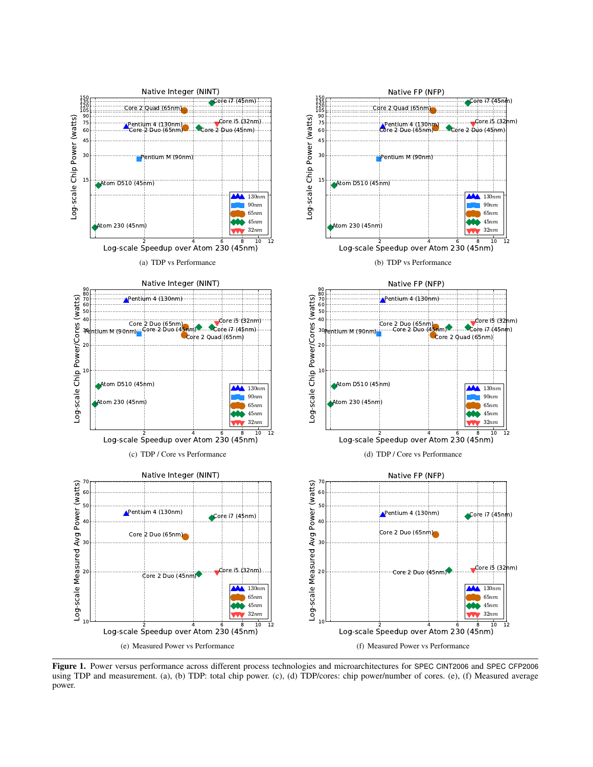(a) TDP vs Performance

(b) TDP vs Performance

(c) TDP / Core vs Performance

(d) TDP / Core vs Performance

(e) Measured Power vs Performance

(f) Measured Power vs Performance

**Figure 1.** Power versus performance across different process technologies and microarchitectures for SPEC CINT2006 and SPEC CFP2006 using TDP and measurement. (a), (b) TDP: total chip power. (c), (d) TDP/cores: chip power/number of cores. (e), (f) Measured average power.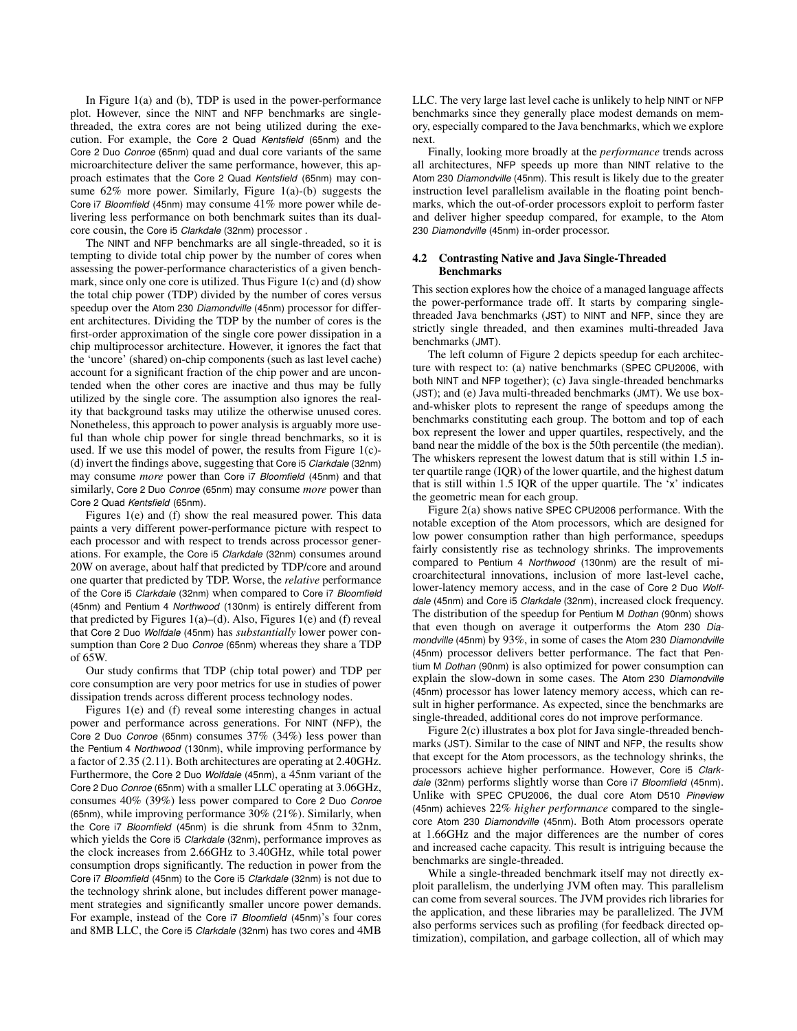In Figure 1(a) and (b), TDP is used in the power-performance plot. However, since the NINT and NFP benchmarks are single-threaded, the extra cores are not being utilized during the execution. For example, the Core 2 Quad *Kentsfield* (65nm) and the Core 2 Duo *Conroe* (65nm) quad and dual core variants of the same microarchitecture deliver the same performance, however, this approach estimates that the Core 2 Quad *Kentsfield* (65nm) may consume 62% more power. Similarly, Figure 1(a)-(b) suggests the Core i7 *Bloomfield* (45nm) may consume 41% more power while delivering less performance on both benchmark suites than its dual-core cousin, the Core i5 *Clarkdale* (32nm) processor .

The NINT and NFP benchmarks are all single-threaded, so it is tempting to divide total chip power by the number of cores when assessing the power-performance characteristics of a given benchmark, since only one core is utilized. Thus Figure 1(c) and (d) show the total chip power (TDP) divided by the number of cores versus speedup over the Atom 230 *Diamondville* (45nm) processor for different architectures. Dividing the TDP by the number of cores is the first-order approximation of the single core power dissipation in a chip multiprocessor architecture. However, it ignores the fact that the 'uncore' (shared) on-chip components (such as last level cache) account for a significant fraction of the chip power and are uncontended when the other cores are inactive and thus may be fully utilized by the single core. The assumption also ignores the reality that background tasks may utilize the otherwise unused cores. Nonetheless, this approach to power analysis is arguably more useful than whole chip power for single thread benchmarks, so it is used. If we use this model of power, the results from Figure 1(c)-(d) invert the findings above, suggesting that Core i5 *Clarkdale* (32nm) may consume *more* power than Core i7 *Bloomfield* (45nm) and that similarly, Core 2 Duo *Conroe* (65nm) may consume *more* power than Core 2 Quad *Kentsfield* (65nm).

Figures 1(e) and (f) show the real measured power. This data paints a very different power-performance picture with respect to each processor and with respect to trends across processor generations. For example, the Core i5 *Clarkdale* (32nm) consumes around 20W on average, about half that predicted by TDP/core and around one quarter that predicted by TDP. Worse, the *relative* performance of the Core i5 *Clarkdale* (32nm) when compared to Core i7 *Bloomfield* (45nm) and Pentium 4 *Northwood* (130nm) is entirely different from that predicted by Figures 1(a)–(d). Also, Figures 1(e) and (f) reveal that Core 2 Duo *Wolfdale* (45nm) has *substantially* lower power consumption than Core 2 Duo *Conroe* (65nm) whereas they share a TDP of 65W.

Our study confirms that TDP (chip total power) and TDP per core consumption are very poor metrics for use in studies of power dissipation trends across different process technology nodes.

Figures 1(e) and (f) reveal some interesting changes in actual power and performance across generations. For NINT (NFP), the Core 2 Duo *Conroe* (65nm) consumes 37% (34%) less power than the Pentium 4 *Northwood* (130nm), while improving performance by a factor of 2.35 (2.11). Both architectures are operating at 2.40GHz. Furthermore, the Core 2 Duo *Wolfdale* (45nm), a 45nm variant of the Core 2 Duo *Conroe* (65nm) with a smaller LLC operating at 3.06GHz, consumes 40% (39%) less power compared to Core 2 Duo *Conroe* (65nm), while improving performance 30% (21%). Similarly, when the Core i7 *Bloomfield* (45nm) is die shrunk from 45nm to 32nm, which yields the Core i5 *Clarkdale* (32nm), performance improves as the clock increases from 2.66GHz to 3.40GHz, while total power consumption drops significantly. The reduction in power from the Core i7 *Bloomfield* (45nm) to the Core i5 *Clarkdale* (32nm) is not due to the technology shrink alone, but includes different power management strategies and significantly smaller uncore power demands. For example, instead of the Core i7 *Bloomfield* (45nm)'s four cores and 8MB LLC, the Core i5 *Clarkdale* (32nm) has two cores and 4MB LLC. The very large last level cache is unlikely to help NINT or NFP benchmarks since they generally place modest demands on memory, especially compared to the Java benchmarks, which we explore next.

Finally, looking more broadly at the *performance* trends across all architectures, NFP speeds up more than NINT relative to the Atom 230 *Diamondville* (45nm). This result is likely due to the greater instruction level parallelism available in the floating point benchmarks, which the out-of-order processors exploit to perform faster and deliver higher speedup compared, for example, to the Atom 230 *Diamondville* (45nm) in-order processor.

### 4.2 Contrasting Native and Java Single-Threaded Benchmarks

This section explores how the choice of a managed language affects the power-performance trade off. It starts by comparing single-threaded Java benchmarks (JST) to NINT and NFP, since they are strictly single threaded, and then examines multi-threaded Java benchmarks (JMT).

The left column of Figure 2 depicts speedup for each architecture with respect to: (a) native benchmarks (SPEC CPU2006, with both NINT and NFP together); (c) Java single-threaded benchmarks (JST); and (e) Java multi-threaded benchmarks (JMT). We use box-and-whisker plots to represent the range of speedups among the benchmarks constituting each group. The bottom and top of each box represent the lower and upper quartiles, respectively, and the band near the middle of the box is the 50th percentile (the median). The whiskers represent the lowest datum that is still within 1.5 inter quartile range (IQR) of the lower quartile, and the highest datum that is still within 1.5 IQR of the upper quartile. The 'x' indicates the geometric mean for each group.

Figure 2(a) shows native SPEC CPU2006 performance. With the notable exception of the Atom processors, which are designed for low power consumption rather than high performance, speedups fairly consistently rise as technology shrinks. The improvements compared to Pentium 4 *Northwood* (130nm) are the result of microarchitectural innovations, inclusion of more last-level cache, lower-latency memory access, and in the case of Core 2 Duo *Wolfdale* (45nm) and Core i5 *Clarkdale* (32nm), increased clock frequency. The distribution of the speedup for Pentium M *Dothan* (90nm) shows that even though on average it outperforms the Atom 230 *Diamondville* (45nm) by 93%, in some of cases the Atom 230 *Diamondville* (45nm) processor delivers better performance. The fact that Pentium M *Dothan* (90nm) is also optimized for power consumption can explain the slow-down in some cases. The Atom 230 *Diamondville* (45nm) processor has lower latency memory access, which can result in higher performance. As expected, since the benchmarks are single-threaded, additional cores do not improve performance.

Figure 2(c) illustrates a box plot for Java single-threaded benchmarks (JST). Similar to the case of NINT and NFP, the results show that except for the Atom processors, as the technology shrinks, the processors achieve higher performance. However, Core i5 *Clarkdale* (32nm) performs slightly worse than Core i7 *Bloomfield* (45nm). Unlike with SPEC CPU2006, the dual core Atom D510 *Pineview* (45nm) achieves 22% *higher performance* compared to the single-core Atom 230 *Diamondville* (45nm). Both Atom processors operate at 1.66GHz and the major differences are the number of cores and increased cache capacity. This result is intriguing because the benchmarks are single-threaded.

While a single-threaded benchmark itself may not directly exploit parallelism, the underlying JVM often may. This parallelism can come from several sources. The JVM provides rich libraries for the application, and these libraries may be parallelized. The JVM also performs services such as profiling (for feedback directed optimization), compilation, and garbage collection, all of which may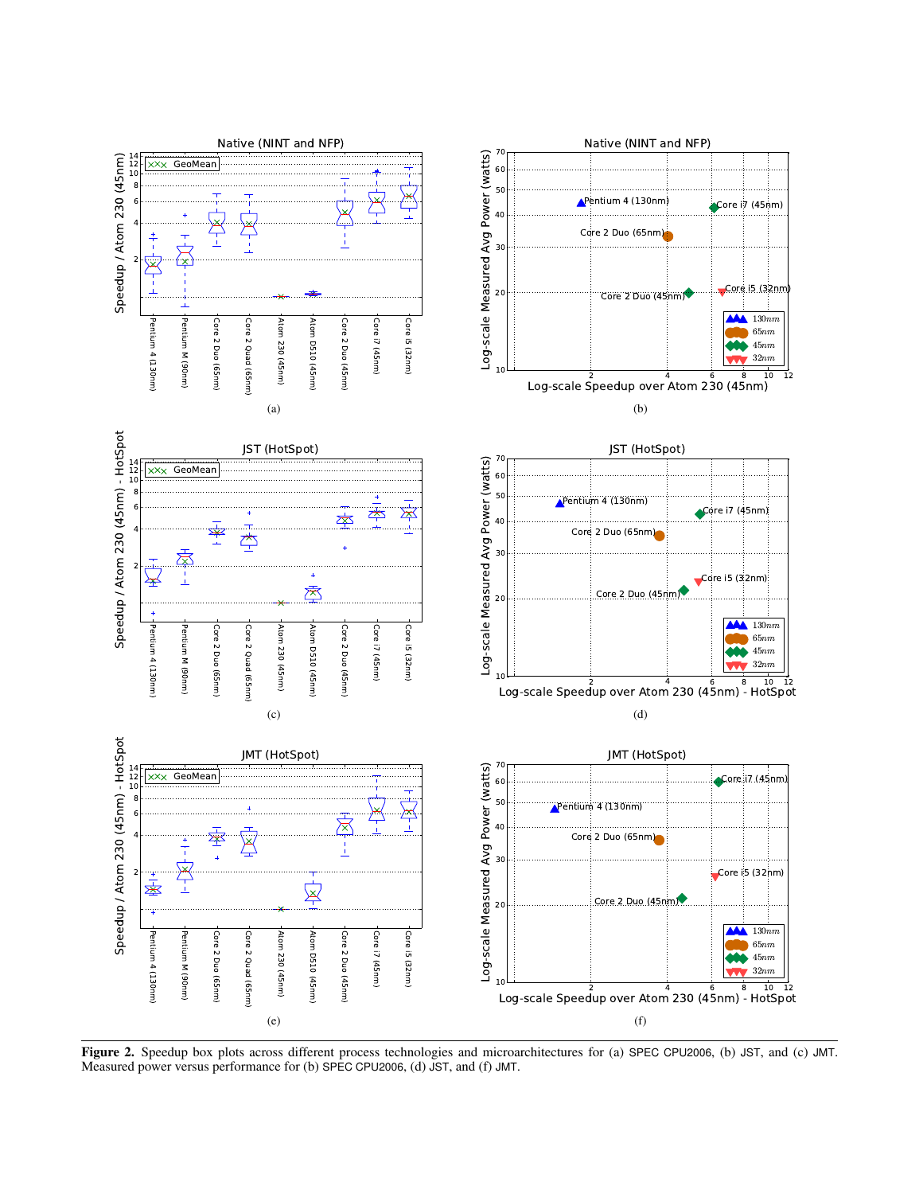**Figure 2.** Speedup box plots across different process technologies and microarchitectures for (a) SPEC CPU2006, (b) JST, and (c) JMT. Measured power versus performance for (b) SPEC CPU2006, (d) JST, and (f) JMT.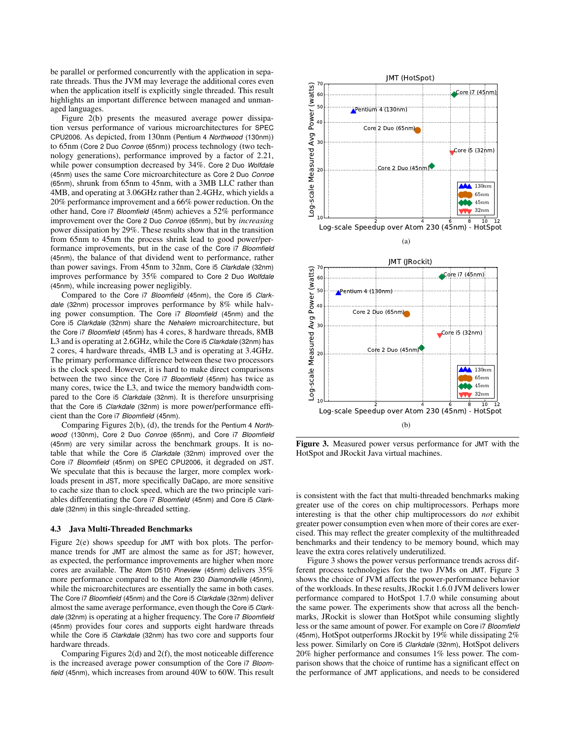be parallel or performed concurrently with the application in separate threads. Thus the JVM may leverage the additional cores even when the application itself is explicitly single threaded. This result highlights an important difference between managed and unmanaged languages.

Figure 2(b) presents the measured average power dissipation versus performance of various microarchitectures for SPEC CPU2006. As depicted, from 130nm (Pentium 4 *Northwood* (130nm)) to 65nm (Core 2 Duo *Conroe* (65nm)) process technology (two technology generations), performance improved by a factor of 2.21, while power consumption decreased by 34%. Core 2 Duo *Wolfdale* (45nm) uses the same Core microarchitecture as Core 2 Duo *Conroe* (65nm), shrunk from 65nm to 45nm, with a 3MB LLC rather than 4MB, and operating at 3.06GHz rather than 2.4GHz, which yields a 20% performance improvement and a 66% power reduction. On the other hand, Core i7 *Bloomfield* (45nm) achieves a 52% performance improvement over the Core 2 Duo *Conroe* (65nm), but by *increasing* power dissipation by 29%. These results show that in the transition from 65nm to 45nm the process shrink lead to good power/performance improvements, but in the case of the Core i7 *Bloomfield* (45nm), the balance of that dividend went to performance, rather than power savings. From 45nm to 32nm, Core i5 *Clarkdale* (32nm) improves performance by 35% compared to Core 2 Duo *Wolfdale* (45nm), while increasing power negligibly.

Compared to the Core i7 *Bloomfield* (45nm), the Core i5 *Clarkdale* (32nm) processor improves performance by 8% while halving power consumption. The Core i7 *Bloomfield* (45nm) and the Core i5 *Clarkdale* (32nm) share the *Nehalem* microarchitecture, but the Core i7 *Bloomfield* (45nm) has 4 cores, 8 hardware threads, 8MB L3 and is operating at 2.6GHz, while the Core i5 *Clarkdale* (32nm) has 2 cores, 4 hardware threads, 4MB L3 and is operating at 3.4GHz. The primary performance difference between these two processors is the clock speed. However, it is hard to make direct comparisons between the two since the Core i7 *Bloomfield* (45nm) has twice as many cores, twice the L3, and twice the memory bandwidth compared to the Core i5 *Clarkdale* (32nm). It is therefore unsurprising that the Core i5 *Clarkdale* (32nm) is more power/performance efficient than the Core i7 *Bloomfield* (45nm).

Comparing Figures 2(b), (d), the trends for the Pentium 4 *Northwood* (130nm), Core 2 Duo *Conroe* (65nm), and Core i7 *Bloomfield* (45nm) are very similar across the benchmark groups. It is notable that while the Core i5 *Clarkdale* (32nm) improved over the Core i7 *Bloomfield* (45nm) on SPEC CPU2006, it degraded on JST. We speculate that this is because the larger, more complex workloads present in JST, more specifically DaCapo, are more sensitive to cache size than to clock speed, which are the two principle variables differentiating the Core i7 *Bloomfield* (45nm) and Core i5 *Clarkdale* (32nm) in this single-threaded setting.

### 4.3 Java Multi-Threaded Benchmarks

Figure 2(e) shows speedup for JMT with box plots. The performance trends for JMT are almost the same as for JST; however, as expected, the performance improvements are higher when more cores are available. The Atom D510 *Pineview* (45nm) delivers 35% more performance compared to the Atom 230 *Diamondville* (45nm), while the microarchitectures are essentially the same in both cases. The Core i7 *Bloomfield* (45nm) and the Core i5 *Clarkdale* (32nm) deliver almost the same average performance, even though the Core i5 *Clarkdale* (32nm) is operating at a higher frequency. The Core i7 *Bloomfield* (45nm) provides four cores and supports eight hardware threads while the Core i5 *Clarkdale* (32nm) has two core and supports four hardware threads.

Comparing Figures 2(d) and 2(f), the most noticeable difference is the increased average power consumption of the Core i7 *Bloomfield* (45nm), which increases from around 40W to 60W. This result is consistent with the fact that multi-threaded benchmarks making greater use of the cores on chip multiprocessors. Perhaps more interesting is that the other chip multiprocessors do *not* exhibit greater power consumption even when more of their cores are exercised. This may reflect the greater complexity of the multithreaded benchmarks and their tendency to be memory bound, which may leave the extra cores relatively underutilized.

Figure 3 shows the power versus performance trends across different process technologies for the two JVMs on JMT. Figure 3 shows the choice of JVM affects the power-performance behavior of the workloads. In these results, JRockit 1.6.0 JVM delivers lower performance compared to HotSpot 1.7.0 while consuming about the same power. The experiments show that across all the benchmarks, JRockit is slower than HotSpot while consuming slightly less or the same amount of power. For example on Core i7 *Bloomfield* (45nm), HotSpot outperforms JRockit by 19% while dissipating 2% less power. Similarly on Core i5 *Clarkdale* (32nm), HotSpot delivers 20% higher performance and consumes 1% less power. The comparison shows that the choice of runtime has a significant effect on the performance of JMT applications, and needs to be considered

**Figure 3.** Measured power versus performance for JMT with the HotSpot and JRockit Java virtual machines.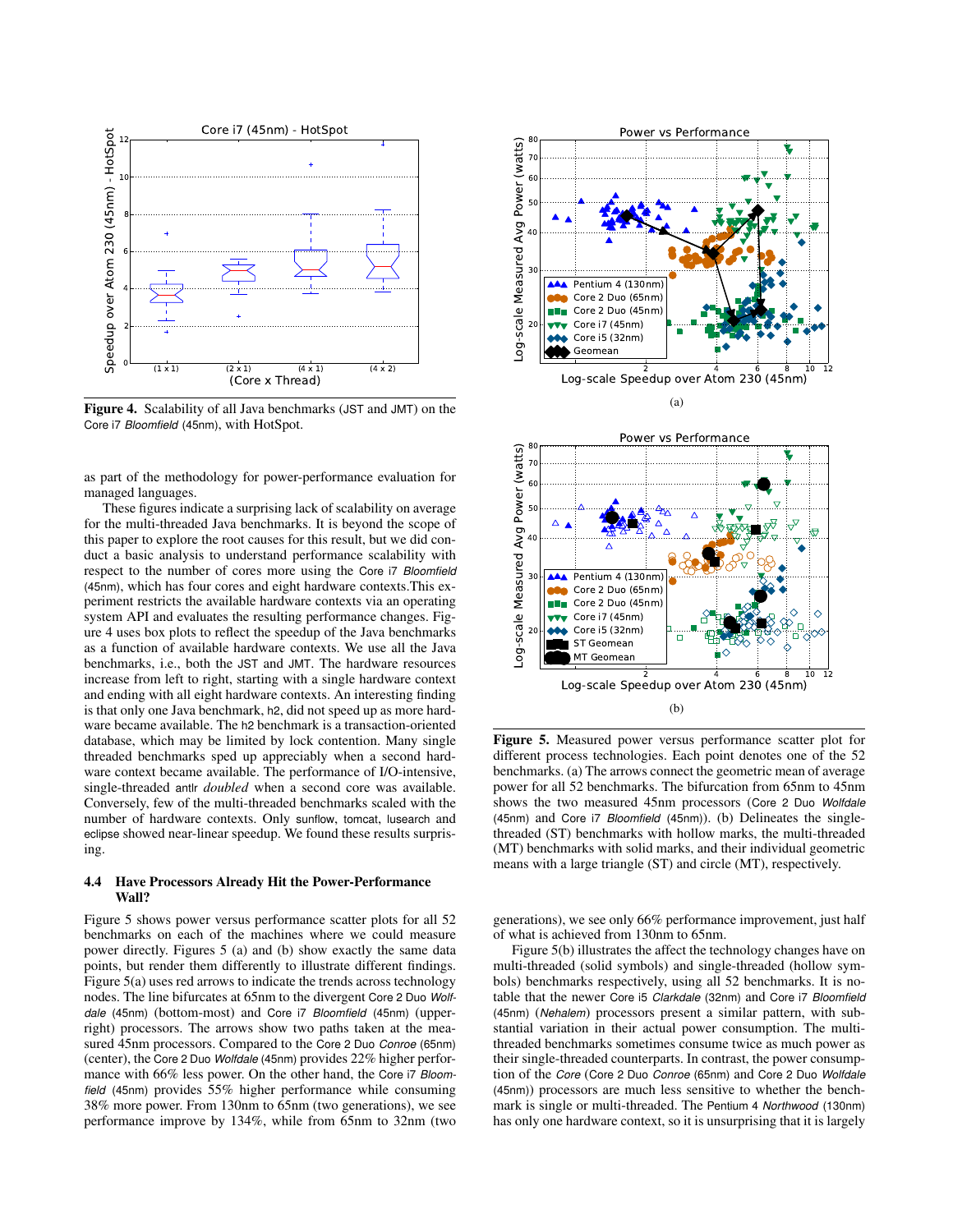**Figure 4.** Scalability of all Java benchmarks (JST and JMT) on the Core i7 *Bloomfield* (45nm), with HotSpot.

as part of the methodology for power-performance evaluation for managed languages.

These figures indicate a surprising lack of scalability on average for the multi-threaded Java benchmarks. It is beyond the scope of this paper to explore the root causes for this result, but we did conduct a basic analysis to understand performance scalability with respect to the number of cores more using the Core i7 *Bloomfield* (45nm), which has four cores and eight hardware contexts. This experiment restricts the available hardware contexts via an operating system API and evaluates the resulting performance changes. Figure 4 uses box plots to reflect the speedup of the Java benchmarks as a function of available hardware contexts. We use all the Java benchmarks, i.e., both the JST and JMT. The hardware resources increase from left to right, starting with a single hardware context and ending with all eight hardware contexts. An interesting finding is that only one Java benchmark, h2, did not speed up as more hardware became available. The h2 benchmark is a transaction-oriented database, which may be limited by lock contention. Many single threaded benchmarks sped up appreciably when a second hardware context became available. The performance of I/O-intensive, single-threaded antlr *doubled* when a second core was available. Conversely, few of the multi-threaded benchmarks scaled with the number of hardware contexts. Only sunflow, tomcat, lusearch and eclipse showed near-linear speedup. We found these results surprising.

### 4.4 Have Processors Already Hit the Power-Performance Wall?

Figure 5 shows power versus performance scatter plots for all 52 benchmarks on each of the machines where we could measure power directly. Figures 5 (a) and (b) show exactly the same data points, but render them differently to illustrate different findings. Figure 5(a) uses red arrows to indicate the trends across technology nodes. The line bifurcates at 65nm to the divergent Core 2 Duo *Wolfdale* (45nm) (bottom-most) and Core i7 *Bloomfield* (45nm) (upper-right) processors. The arrows show two paths taken at the measured 45nm processors. Compared to the Core 2 Duo *Conroe* (65nm) (center), the Core 2 Duo *Wolfdale* (45nm) provides 22% higher performance with 66% less power. On the other hand, the Core i7 *Bloomfield* (45nm) provides 55% higher performance while consuming 38% more power. From 130nm to 65nm (two generations), we see performance improve by 134%, while from 65nm to 32nm (two generations), we see only 66% performance improvement, just half of what is achieved from 130nm to 65nm.

Figure 5(b) illustrates the affect the technology changes have on multi-threaded (solid symbols) and single-threaded (hollow symbols) benchmarks respectively, using all 52 benchmarks. It is notable that the newer Core i5 *Clarkdale* (32nm) and Core i7 *Bloomfield* (45nm) (*Nehalem*) processors present a similar pattern, with substantial variation in their actual power consumption. The multi-threaded benchmarks sometimes consume twice as much power as their single-threaded counterparts. In contrast, the power consumption of the *Core* (Core 2 Duo *Conroe* (65nm) and Core 2 Duo *Wolfdale* (45nm)) processors are much less sensitive to whether the benchmark is single or multi-threaded. The Pentium 4 *Northwood* (130nm) has only one hardware context, so it is unsurprising that it is largely

(a)

(b)

**Figure 5.** Measured power versus performance scatter plot for different process technologies. Each point denotes one of the 52 benchmarks. (a) The arrows connect the geometric mean of average power for all 52 benchmarks. The bifurcation from 65nm to 45nm shows the two measured 45nm processors (Core 2 Duo *Wolfdale* (45nm) and Core i7 *Bloomfield* (45nm)). (b) Delineates the single-threaded (ST) benchmarks with hollow marks, the multi-threaded (MT) benchmarks with solid marks, and their individual geometric means with a large triangle (ST) and circle (MT), respectively.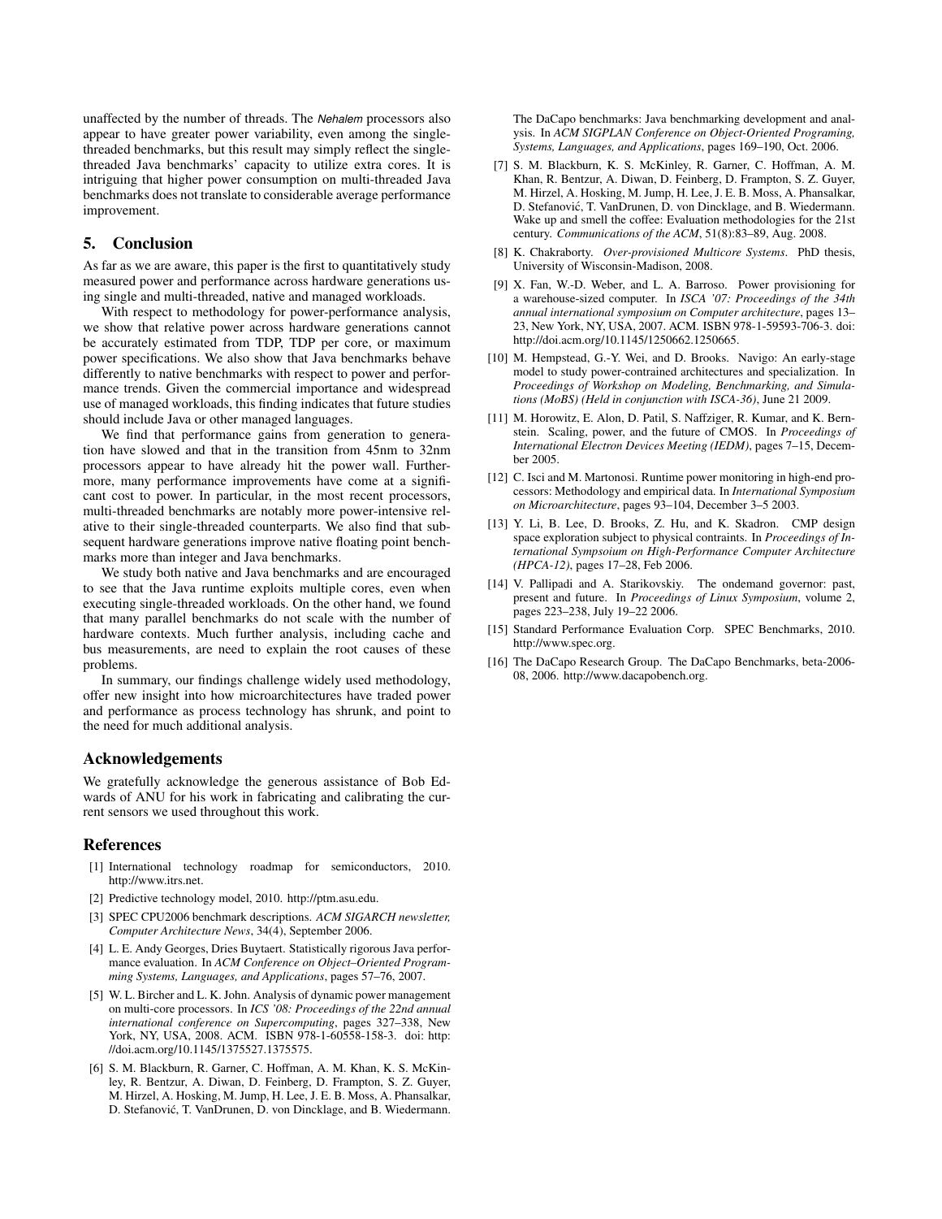unaffected by the number of threads. The *Nehalem* processors also appear to have greater power variability, even among the single-threaded benchmarks, but this result may simply reflect the single-threaded Java benchmarks' capacity to utilize extra cores. It is intriguing that higher power consumption on multi-threaded Java benchmarks does not translate to considerable average performance improvement.

## 5. Conclusion

As far as we are aware, this paper is the first to quantitatively study measured power and performance across hardware generations using single and multi-threaded, native and managed workloads.

With respect to methodology for power-performance analysis, we show that relative power across hardware generations cannot be accurately estimated from TDP, TDP per core, or maximum power specifications. We also show that Java benchmarks behave differently to native benchmarks with respect to power and performance trends. Given the commercial importance and widespread use of managed workloads, this finding indicates that future studies should include Java or other managed languages.

We find that performance gains from generation to generation have slowed and that in the transition from 45nm to 32nm processors appear to have already hit the power wall. Furthermore, many performance improvements have come at a significant cost to power. In particular, in the most recent processors, multi-threaded benchmarks are notably more power-intensive relative to their single-threaded counterparts. We also find that subsequent hardware generations improve native floating point benchmarks more than integer and Java benchmarks.

We study both native and Java benchmarks and are encouraged to see that the Java runtime exploits multiple cores, even when executing single-threaded workloads. On the other hand, we found that many parallel benchmarks do not scale with the number of hardware contexts. Much further analysis, including cache and bus measurements, are need to explain the root causes of these problems.

In summary, our findings challenge widely used methodology, offer new insight into how microarchitectures have traded power and performance as process technology has shrunk, and point to the need for much additional analysis.

## Acknowledgements

We gratefully acknowledge the generous assistance of Bob Edwards of ANU for his work in fabricating and calibrating the current sensors we used throughout this work.

## References

[1] International technology roadmap for semiconductors, 2010. http://www.itrs.net.

[2] Predictive technology model, 2010. http://ptm.asu.edu.

[3] SPEC CPU2006 benchmark descriptions. *ACM SIGARCH newsletter, Computer Architecture News*, 34(4), September 2006.

[4] L. E. Andy Georges, Dries Buytaert. Statistically rigorous Java performance evaluation. In *ACM Conference on Object–Oriented Programming Systems, Languages, and Applications*, pages 57–76, 2007.

[5] W. L. Bircher and L. K. John. Analysis of dynamic power management on multi-core processors. In *ICS '08: Proceedings of the 22nd annual international conference on Supercomputing*, pages 327–338, New York, NY, USA, 2008. ACM. ISBN 978-1-60558-158-3. doi: http://doi.acm.org/10.1145/1375527.1375575.

[6] S. M. Blackburn, R. Garner, C. Hoffman, A. M. Khan, K. S. McKinley, R. Bentzur, A. Diwan, D. Feinberg, D. Frampton, S. Z. Guyer, M. Hirzel, A. Hosking, M. Jump, H. Lee, J. E. B. Moss, A. Phansalkar, D. Stefanović, T. VanDrunen, D. von Dincklage, and B. Wiedermann. The DaCapo benchmarks: Java benchmarking development and analysis. In *ACM SIGPLAN Conference on Object-Oriented Programing, Systems, Languages, and Applications*, pages 169–190, Oct. 2006.

[7] S. M. Blackburn, K. S. McKinley, R. Garner, C. Hoffman, A. M. Khan, R. Bentzur, A. Diwan, D. Feinberg, D. Frampton, S. Z. Guyer, M. Hirzel, A. Hosking, M. Jump, H. Lee, J. E. B. Moss, A. Phansalkar, D. Stefanović, T. VanDrunen, D. von Dincklage, and B. Wiedermann. Wake up and smell the coffee: Evaluation methodologies for the 21st century. *Communications of the ACM*, 51(8):83–89, Aug. 2008.

[8] K. Chakraborty. *Over-provisioned Multicore Systems*. PhD thesis, University of Wisconsin-Madison, 2008.

[9] X. Fan, W.-D. Weber, and L. A. Barroso. Power provisioning for a warehouse-sized computer. In *ISCA '07: Proceedings of the 34th annual international symposium on Computer architecture*, pages 13–23, New York, NY, USA, 2007. ACM. ISBN 978-1-59593-706-3. doi: http://doi.acm.org/10.1145/1250662.1250665.

[10] M. Hempstead, G.-Y. Wei, and D. Brooks. Navigo: An early-stage model to study power-contrained architectures and specialization. In *Proceedings of Workshop on Modeling, Benchmarking, and Simulations (MoBS) (Held in conjunction with ISCA-36)*, June 21 2009.

[11] M. Horowitz, E. Alon, D. Patil, S. Naffziger, R. Kumar, and K. Bernstein. Scaling, power, and the future of CMOS. In *Proceedings of International Electron Devices Meeting (IEDM)*, pages 7–15, December 2005.

[12] C. Isci and M. Martonosi. Runtime power monitoring in high-end processors: Methodology and empirical data. In *International Symposium on Microarchitecture*, pages 93–104, December 3–5 2003.

[13] Y. Li, B. Lee, D. Brooks, Z. Hu, and K. Skadron. CMP design space exploration subject to physical contraints. In *Proceedings of International Sympsoium on High-Performance Computer Architecture (HPCA-12)*, pages 17–28, Feb 2006.

[14] V. Pallipadi and A. Starikovskiy. The ondemand governor: past, present and future. In *Proceedings of Linux Symposium*, volume 2, pages 223–238, July 19–22 2006.

[15] Standard Performance Evaluation Corp. SPEC Benchmarks, 2010. http://www.spec.org.

[16] The DaCapo Research Group. The DaCapo Benchmarks, beta-2006-08, 2006. http://www.dacapobench.org.